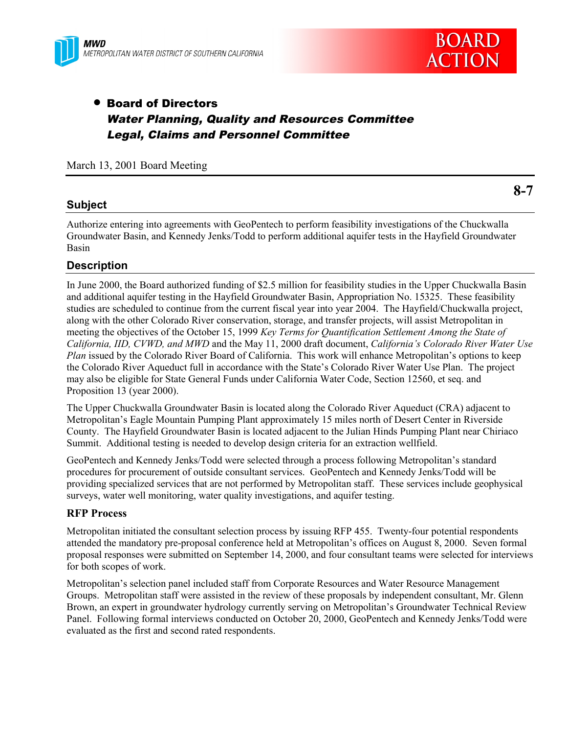MWD
METROPOLITAN WATER DISTRICT OF SOUTHERN CALIFORNIA

**BOARD ACTION**

- **Board of Directors**
  ***Water Planning, Quality and Resources Committee***
  ***Legal, Claims and Personnel Committee***

March 13, 2001 Board Meeting

**8-7**

## Subject

Authorize entering into agreements with GeoPentech to perform feasibility investigations of the Chuckwalla Groundwater Basin, and Kennedy Jenks/Todd to perform additional aquifer tests in the Hayfield Groundwater Basin

## Description

In June 2000, the Board authorized funding of $2.5 million for feasibility studies in the Upper Chuckwalla Basin and additional aquifer testing in the Hayfield Groundwater Basin, Appropriation No. 15325. These feasibility studies are scheduled to continue from the current fiscal year into year 2004. The Hayfield/Chuckwalla project, along with the other Colorado River conservation, storage, and transfer projects, will assist Metropolitan in meeting the objectives of the October 15, 1999 *Key Terms for Quantification Settlement Among the State of California, IID, CVWD, and MWD* and the May 11, 2000 draft document, *California's Colorado River Water Use Plan* issued by the Colorado River Board of California. This work will enhance Metropolitan's options to keep the Colorado River Aqueduct full in accordance with the State's Colorado River Water Use Plan. The project may also be eligible for State General Funds under California Water Code, Section 12560, et seq. and Proposition 13 (year 2000).

The Upper Chuckwalla Groundwater Basin is located along the Colorado River Aqueduct (CRA) adjacent to Metropolitan's Eagle Mountain Pumping Plant approximately 15 miles north of Desert Center in Riverside County. The Hayfield Groundwater Basin is located adjacent to the Julian Hinds Pumping Plant near Chiriaco Summit. Additional testing is needed to develop design criteria for an extraction wellfield.

GeoPentech and Kennedy Jenks/Todd were selected through a process following Metropolitan's standard procedures for procurement of outside consultant services. GeoPentech and Kennedy Jenks/Todd will be providing specialized services that are not performed by Metropolitan staff. These services include geophysical surveys, water well monitoring, water quality investigations, and aquifer testing.

### RFP Process

Metropolitan initiated the consultant selection process by issuing RFP 455. Twenty-four potential respondents attended the mandatory pre-proposal conference held at Metropolitan's offices on August 8, 2000. Seven formal proposal responses were submitted on September 14, 2000, and four consultant teams were selected for interviews for both scopes of work.

Metropolitan's selection panel included staff from Corporate Resources and Water Resource Management Groups. Metropolitan staff were assisted in the review of these proposals by independent consultant, Mr. Glenn Brown, an expert in groundwater hydrology currently serving on Metropolitan's Groundwater Technical Review Panel. Following formal interviews conducted on October 20, 2000, GeoPentech and Kennedy Jenks/Todd were evaluated as the first and second rated respondents.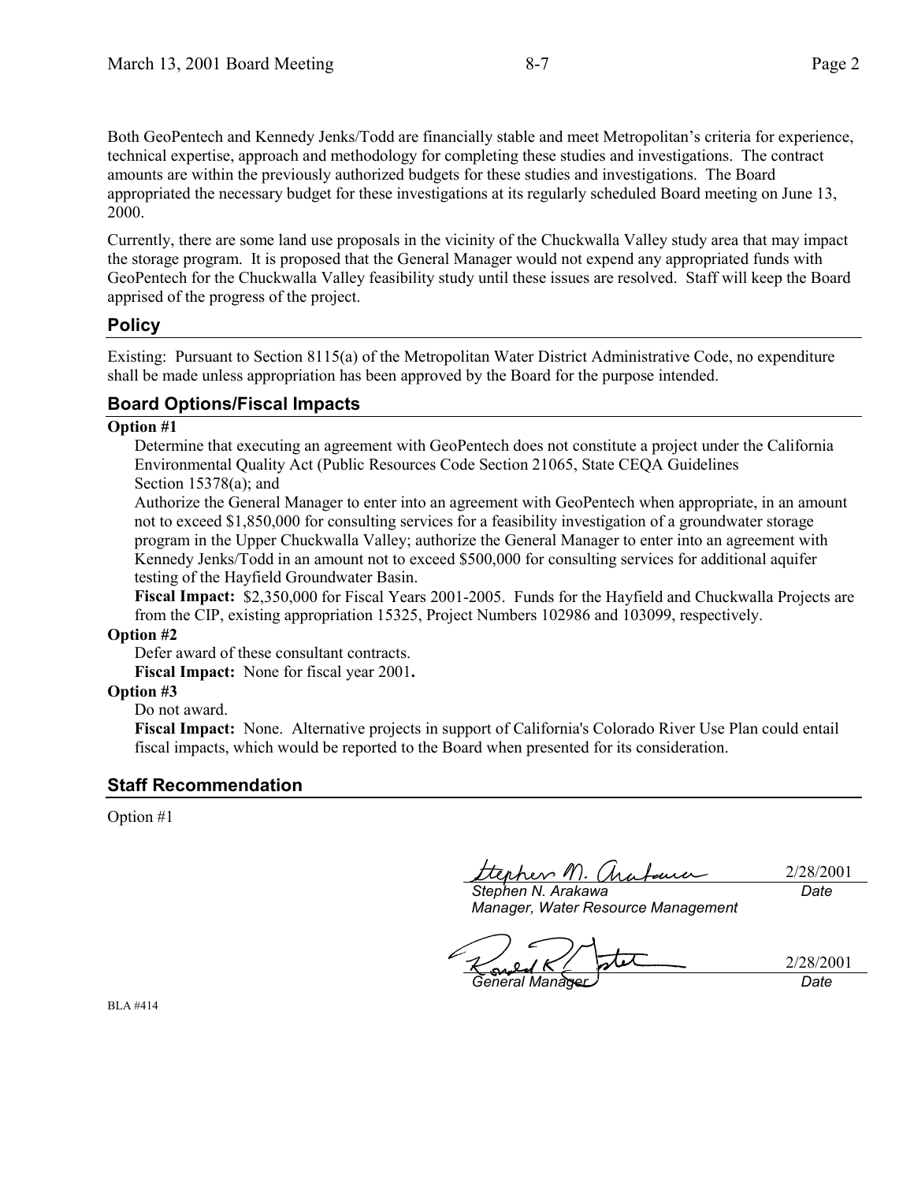Both GeoPentech and Kennedy Jenks/Todd are financially stable and meet Metropolitan's criteria for experience, technical expertise, approach and methodology for completing these studies and investigations. The contract amounts are within the previously authorized budgets for these studies and investigations. The Board appropriated the necessary budget for these investigations at its regularly scheduled Board meeting on June 13, 2000.

Currently, there are some land use proposals in the vicinity of the Chuckwalla Valley study area that may impact the storage program. It is proposed that the General Manager would not expend any appropriated funds with GeoPentech for the Chuckwalla Valley feasibility study until these issues are resolved. Staff will keep the Board apprised of the progress of the project.

## Policy

Existing: Pursuant to Section 8115(a) of the Metropolitan Water District Administrative Code, no expenditure shall be made unless appropriation has been approved by the Board for the purpose intended.

## Board Options/Fiscal Impacts

**Option #1**

Determine that executing an agreement with GeoPentech does not constitute a project under the California Environmental Quality Act (Public Resources Code Section 21065, State CEQA Guidelines Section 15378(a); and

Authorize the General Manager to enter into an agreement with GeoPentech when appropriate, in an amount not to exceed $1,850,000 for consulting services for a feasibility investigation of a groundwater storage program in the Upper Chuckwalla Valley; authorize the General Manager to enter into an agreement with Kennedy Jenks/Todd in an amount not to exceed $500,000 for consulting services for additional aquifer testing of the Hayfield Groundwater Basin.

**Fiscal Impact:** $2,350,000 for Fiscal Years 2001-2005. Funds for the Hayfield and Chuckwalla Projects are from the CIP, existing appropriation 15325, Project Numbers 102986 and 103099, respectively.

**Option #2**

Defer award of these consultant contracts.

**Fiscal Impact:** None for fiscal year 2001**.**

**Option #3**

Do not award.

**Fiscal Impact:** None. Alternative projects in support of California's Colorado River Use Plan could entail fiscal impacts, which would be reported to the Board when presented for its consideration.

## Staff Recommendation

Option #1

| | |
|---|---|
| *Stephen N. Arakawa*<br>*Manager, Water Resource Management* | 2/28/2001<br>*Date* |
| *General Manager* | 2/28/2001<br>*Date* |

BLA #414